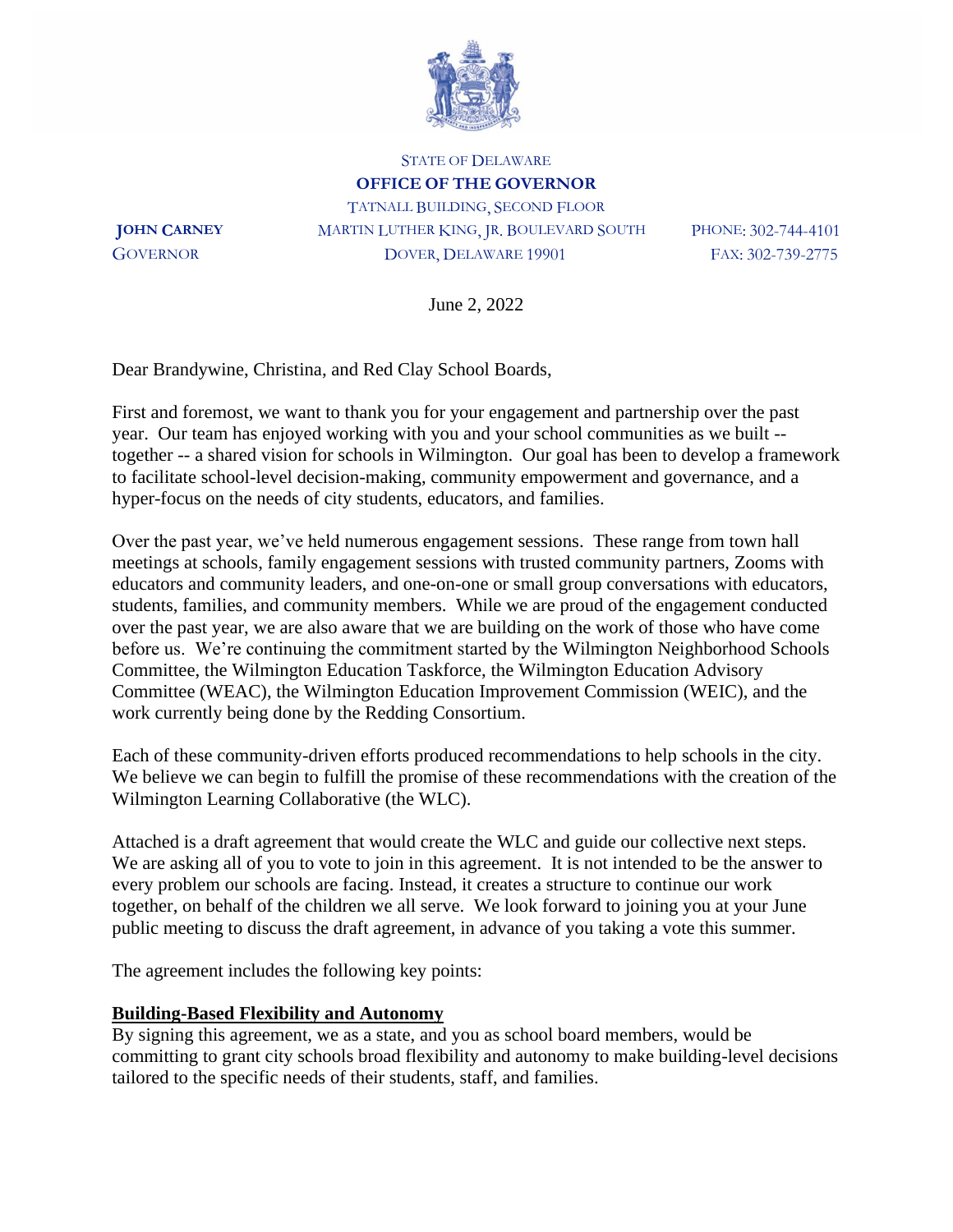STATE OF DELAWARE

**OFFICE OF THE GOVERNOR**

TATNALL BUILDING, SECOND FLOOR
MARTIN LUTHER KING, JR. BOULEVARD SOUTH
DOVER, DELAWARE 19901

**JOHN CARNEY**
GOVERNOR

PHONE: 302-744-4101
FAX: 302-739-2775

June 2, 2022

Dear Brandywine, Christina, and Red Clay School Boards,

First and foremost, we want to thank you for your engagement and partnership over the past year. Our team has enjoyed working with you and your school communities as we built -- together -- a shared vision for schools in Wilmington. Our goal has been to develop a framework to facilitate school-level decision-making, community empowerment and governance, and a hyper-focus on the needs of city students, educators, and families.

Over the past year, we've held numerous engagement sessions. These range from town hall meetings at schools, family engagement sessions with trusted community partners, Zooms with educators and community leaders, and one-on-one or small group conversations with educators, students, families, and community members. While we are proud of the engagement conducted over the past year, we are also aware that we are building on the work of those who have come before us. We're continuing the commitment started by the Wilmington Neighborhood Schools Committee, the Wilmington Education Taskforce, the Wilmington Education Advisory Committee (WEAC), the Wilmington Education Improvement Commission (WEIC), and the work currently being done by the Redding Consortium.

Each of these community-driven efforts produced recommendations to help schools in the city. We believe we can begin to fulfill the promise of these recommendations with the creation of the Wilmington Learning Collaborative (the WLC).

Attached is a draft agreement that would create the WLC and guide our collective next steps. We are asking all of you to vote to join in this agreement. It is not intended to be the answer to every problem our schools are facing. Instead, it creates a structure to continue our work together, on behalf of the children we all serve. We look forward to joining you at your June public meeting to discuss the draft agreement, in advance of you taking a vote this summer.

The agreement includes the following key points:

**Building-Based Flexibility and Autonomy**

By signing this agreement, we as a state, and you as school board members, would be committing to grant city schools broad flexibility and autonomy to make building-level decisions tailored to the specific needs of their students, staff, and families.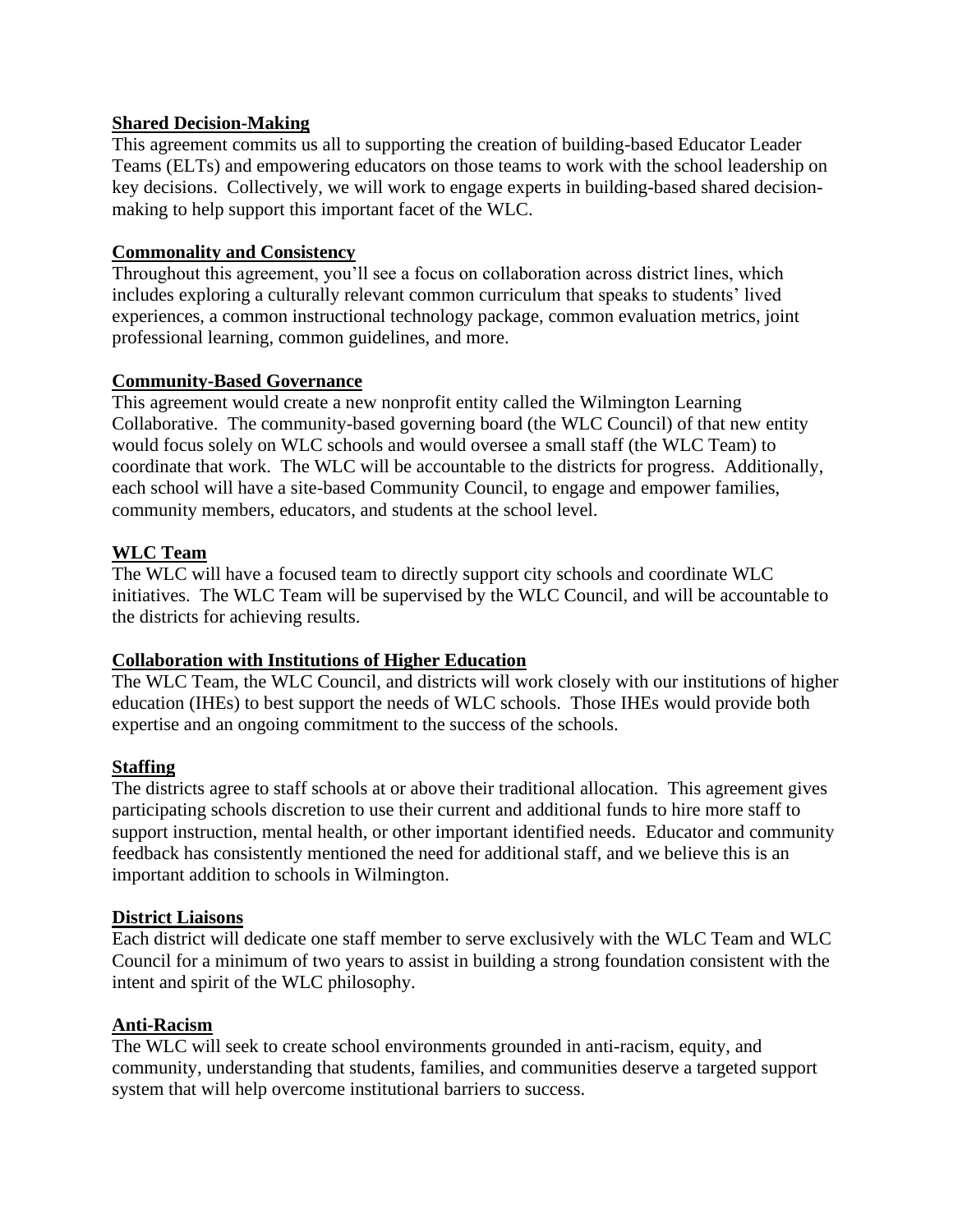**Shared Decision-Making**

This agreement commits us all to supporting the creation of building-based Educator Leader Teams (ELTs) and empowering educators on those teams to work with the school leadership on key decisions. Collectively, we will work to engage experts in building-based shared decision-making to help support this important facet of the WLC.

**Commonality and Consistency**

Throughout this agreement, you'll see a focus on collaboration across district lines, which includes exploring a culturally relevant common curriculum that speaks to students' lived experiences, a common instructional technology package, common evaluation metrics, joint professional learning, common guidelines, and more.

**Community-Based Governance**

This agreement would create a new nonprofit entity called the Wilmington Learning Collaborative. The community-based governing board (the WLC Council) of that new entity would focus solely on WLC schools and would oversee a small staff (the WLC Team) to coordinate that work. The WLC will be accountable to the districts for progress. Additionally, each school will have a site-based Community Council, to engage and empower families, community members, educators, and students at the school level.

**WLC Team**

The WLC will have a focused team to directly support city schools and coordinate WLC initiatives. The WLC Team will be supervised by the WLC Council, and will be accountable to the districts for achieving results.

**Collaboration with Institutions of Higher Education**

The WLC Team, the WLC Council, and districts will work closely with our institutions of higher education (IHEs) to best support the needs of WLC schools. Those IHEs would provide both expertise and an ongoing commitment to the success of the schools.

**Staffing**

The districts agree to staff schools at or above their traditional allocation. This agreement gives participating schools discretion to use their current and additional funds to hire more staff to support instruction, mental health, or other important identified needs. Educator and community feedback has consistently mentioned the need for additional staff, and we believe this is an important addition to schools in Wilmington.

**District Liaisons**

Each district will dedicate one staff member to serve exclusively with the WLC Team and WLC Council for a minimum of two years to assist in building a strong foundation consistent with the intent and spirit of the WLC philosophy.

**Anti-Racism**

The WLC will seek to create school environments grounded in anti-racism, equity, and community, understanding that students, families, and communities deserve a targeted support system that will help overcome institutional barriers to success.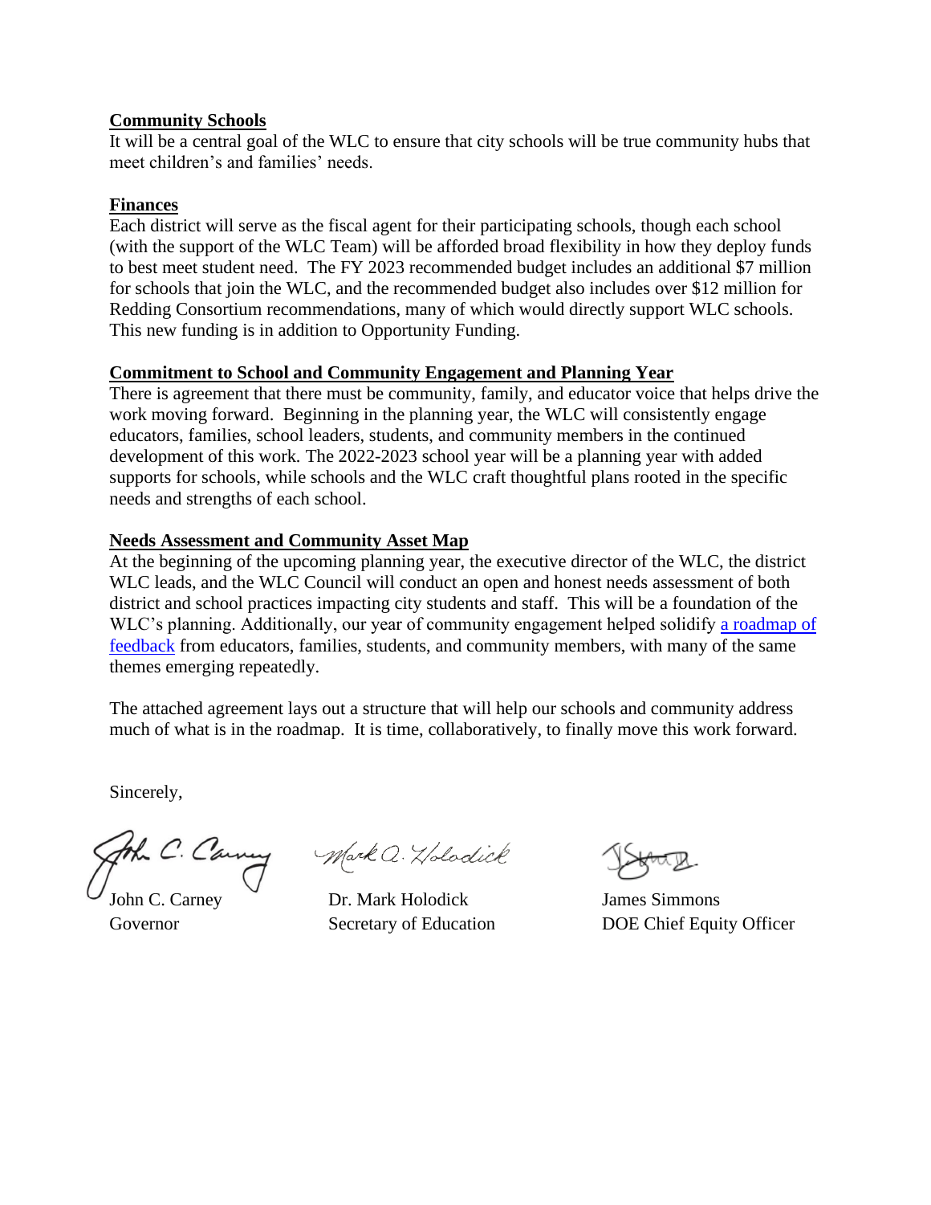**Community Schools**

It will be a central goal of the WLC to ensure that city schools will be true community hubs that meet children's and families' needs.

**Finances**

Each district will serve as the fiscal agent for their participating schools, though each school (with the support of the WLC Team) will be afforded broad flexibility in how they deploy funds to best meet student need. The FY 2023 recommended budget includes an additional $7 million for schools that join the WLC, and the recommended budget also includes over $12 million for Redding Consortium recommendations, many of which would directly support WLC schools. This new funding is in addition to Opportunity Funding.

**Commitment to School and Community Engagement and Planning Year**

There is agreement that there must be community, family, and educator voice that helps drive the work moving forward. Beginning in the planning year, the WLC will consistently engage educators, families, school leaders, students, and community members in the continued development of this work. The 2022-2023 school year will be a planning year with added supports for schools, while schools and the WLC craft thoughtful plans rooted in the specific needs and strengths of each school.

**Needs Assessment and Community Asset Map**

At the beginning of the upcoming planning year, the executive director of the WLC, the district WLC leads, and the WLC Council will conduct an open and honest needs assessment of both district and school practices impacting city students and staff. This will be a foundation of the WLC's planning. Additionally, our year of community engagement helped solidify a roadmap of feedback from educators, families, students, and community members, with many of the same themes emerging repeatedly.

The attached agreement lays out a structure that will help our schools and community address much of what is in the roadmap. It is time, collaboratively, to finally move this work forward.

Sincerely,

John C. Carney
Governor

Dr. Mark Holodick
Secretary of Education

James Simmons
DOE Chief Equity Officer